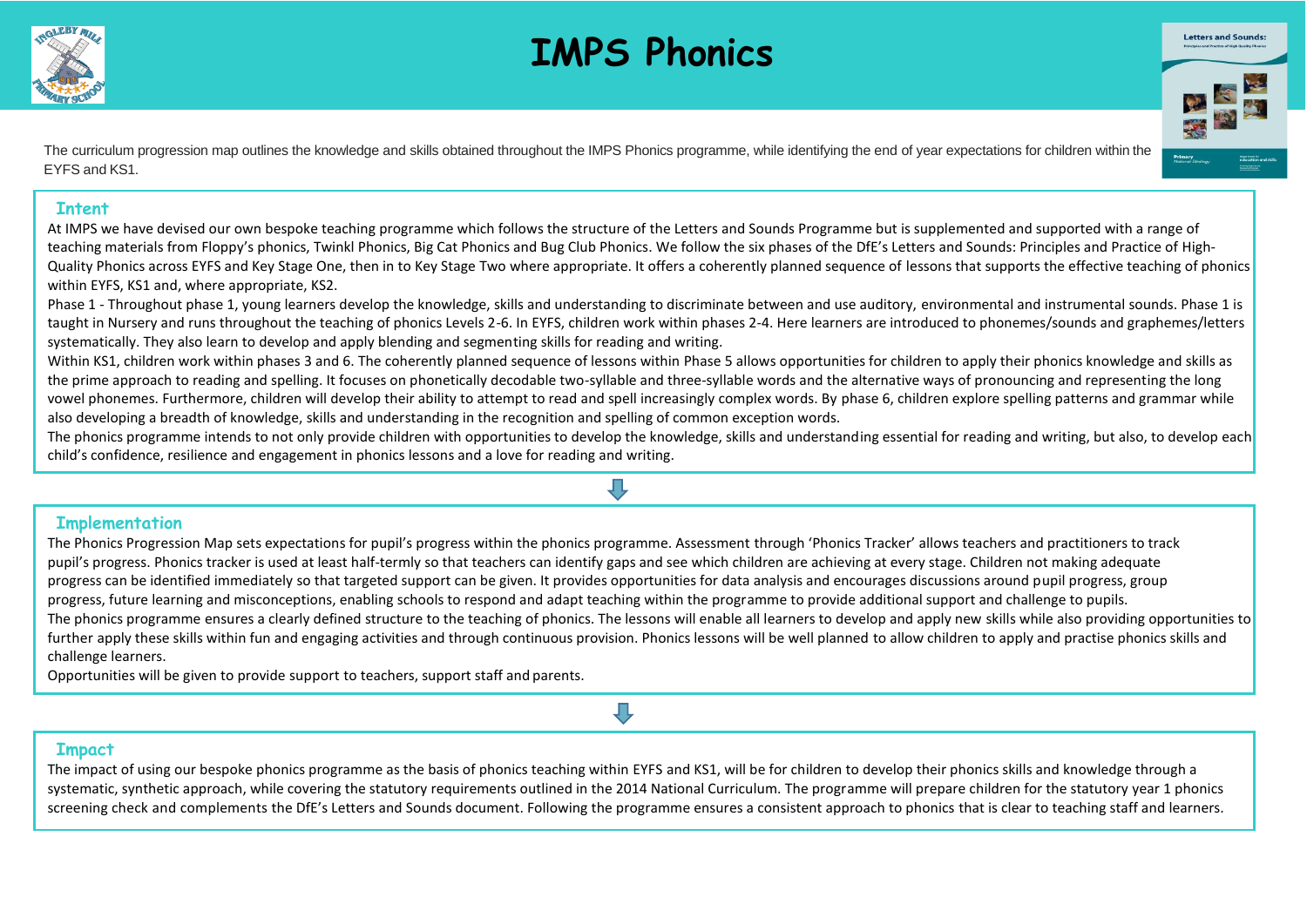# IMPS Phonics

The curriculum progression map outlines the knowledge and skills obtained throughout the IMPS Phonics programme, while identifying the end of year expectations for children within the EYFS and KS1.

## Intent

At IMPS we have devised our own bespoke teaching programme which follows the structure of the Letters and Sounds Programme but is supplemented and supported with a range of teaching materials from Floppy's phonics, Twinkl Phonics, Big Cat Phonics and Bug Club Phonics. We follow the six phases of the DfE's Letters and Sounds: Principles and Practice of High-Quality Phonics across EYFS and Key Stage One, then in to Key Stage Two where appropriate. It offers a coherently planned sequence of lessons that supports the effective teaching of phonics within EYFS, KS1 and, where appropriate, KS2.

Phase 1 - Throughout phase 1, young learners develop the knowledge, skills and understanding to discriminate between and use auditory, environmental and instrumental sounds. Phase 1 is taught in Nursery and runs throughout the teaching of phonics Levels 2-6. In EYFS, children work within phases 2-4. Here learners are introduced to phonemes/sounds and graphemes/letters systematically. They also learn to develop and apply blending and segmenting skills for reading and writing.

Within KS1, children work within phases 3 and 6. The coherently planned sequence of lessons within Phase 5 allows opportunities for children to apply their phonics knowledge and skills as the prime approach to reading and spelling. It focuses on phonetically decodable two-syllable and three-syllable words and the alternative ways of pronouncing and representing the long vowel phonemes. Furthermore, children will develop their ability to attempt to read and spell increasingly complex words. By phase 6, children explore spelling patterns and grammar while also developing a breadth of knowledge, skills and understanding in the recognition and spelling of common exception words.

The phonics programme intends to not only provide children with opportunities to develop the knowledge, skills and understanding essential for reading and writing, but also, to develop each child's confidence, resilience and engagement in phonics lessons and a love for reading and writing.

## Implementation

The Phonics Progression Map sets expectations for pupil's progress within the phonics programme. Assessment through 'Phonics Tracker' allows teachers and practitioners to track pupil's progress. Phonics tracker is used at least half-termly so that teachers can identify gaps and see which children are achieving at every stage. Children not making adequate progress can be identified immediately so that targeted support can be given. It provides opportunities for data analysis and encourages discussions around pupil progress, group progress, future learning and misconceptions, enabling schools to respond and adapt teaching within the programme to provide additional support and challenge to pupils.

The phonics programme ensures a clearly defined structure to the teaching of phonics. The lessons will enable all learners to develop and apply new skills while also providing opportunities to further apply these skills within fun and engaging activities and through continuous provision. Phonics lessons will be well planned to allow children to apply and practise phonics skills and challenge learners.

Opportunities will be given to provide support to teachers, support staff and parents.

## Impact

The impact of using our bespoke phonics programme as the basis of phonics teaching within EYFS and KS1, will be for children to develop their phonics skills and knowledge through a systematic, synthetic approach, while covering the statutory requirements outlined in the 2014 National Curriculum. The programme will prepare children for the statutory year 1 phonics screening check and complements the DfE's Letters and Sounds document. Following the programme ensures a consistent approach to phonics that is clear to teaching staff and learners.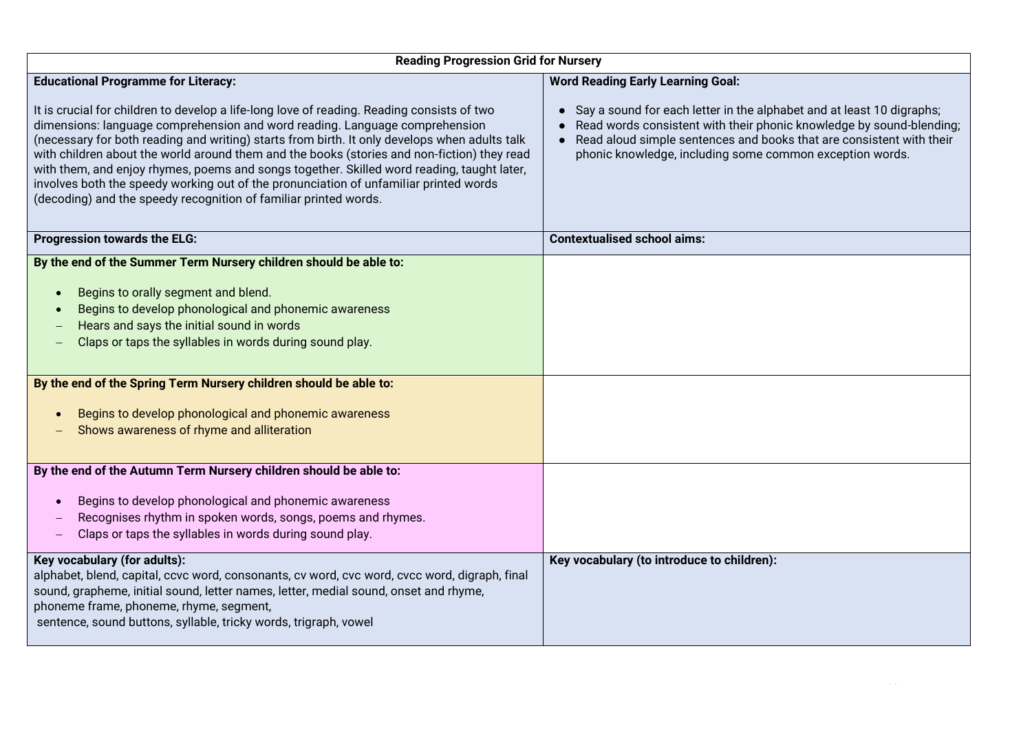| **Reading Progression Grid for Nursery** | |
|---|---|
| **Educational Programme for Literacy:**<br><br>It is crucial for children to develop a life-long love of reading. Reading consists of two dimensions: language comprehension and word reading. Language comprehension (necessary for both reading and writing) starts from birth. It only develops when adults talk with children about the world around them and the books (stories and non-fiction) they read with them, and enjoy rhymes, poems and songs together. Skilled word reading, taught later, involves both the speedy working out of the pronunciation of unfamiliar printed words (decoding) and the speedy recognition of familiar printed words. | **Word Reading Early Learning Goal:**<br><br>• Say a sound for each letter in the alphabet and at least 10 digraphs;<br>• Read words consistent with their phonic knowledge by sound-blending;<br>• Read aloud simple sentences and books that are consistent with their phonic knowledge, including some common exception words. |
| **Progression towards the ELG:** | **Contextualised school aims:** |
| **By the end of the Summer Term Nursery children should be able to:**<br><br>• Begins to orally segment and blend.<br>• Begins to develop phonological and phonemic awareness<br>– Hears and says the initial sound in words<br>– Claps or taps the syllables in words during sound play. | |
| **By the end of the Spring Term Nursery children should be able to:**<br><br>• Begins to develop phonological and phonemic awareness<br>– Shows awareness of rhyme and alliteration | |
| **By the end of the Autumn Term Nursery children should be able to:**<br><br>• Begins to develop phonological and phonemic awareness<br>– Recognises rhythm in spoken words, songs, poems and rhymes.<br>– Claps or taps the syllables in words during sound play. | |
| **Key vocabulary (for adults):**<br>alphabet, blend, capital, ccvc word, consonants, cv word, cvc word, cvcc word, digraph, final sound, grapheme, initial sound, letter names, letter, medial sound, onset and rhyme, phoneme frame, phoneme, rhyme, segment,<br>sentence, sound buttons, syllable, tricky words, trigraph, vowel | **Key vocabulary (to introduce to children):** |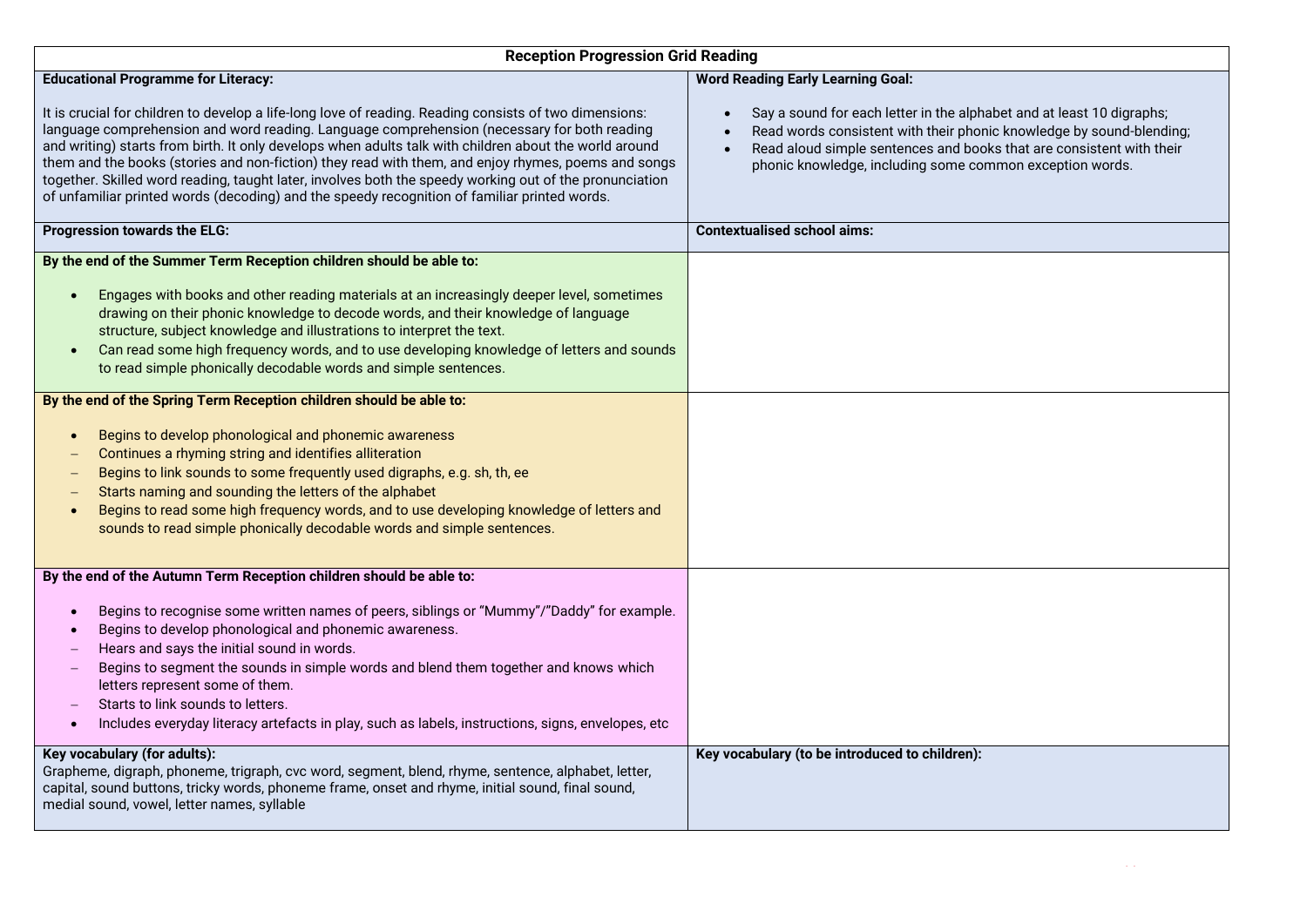| Reception Progression Grid Reading | |
|---|---|
| **Educational Programme for Literacy:**<br><br>It is crucial for children to develop a life-long love of reading. Reading consists of two dimensions: language comprehension and word reading. Language comprehension (necessary for both reading and writing) starts from birth. It only develops when adults talk with children about the world around them and the books (stories and non-fiction) they read with them, and enjoy rhymes, poems and songs together. Skilled word reading, taught later, involves both the speedy working out of the pronunciation of unfamiliar printed words (decoding) and the speedy recognition of familiar printed words. | **Word Reading Early Learning Goal:**<br><br>• Say a sound for each letter in the alphabet and at least 10 digraphs;<br>• Read words consistent with their phonic knowledge by sound-blending;<br>• Read aloud simple sentences and books that are consistent with their phonic knowledge, including some common exception words. |
| **Progression towards the ELG:** | **Contextualised school aims:** |
| **By the end of the Summer Term Reception children should be able to:**<br><br>• Engages with books and other reading materials at an increasingly deeper level, sometimes drawing on their phonic knowledge to decode words, and their knowledge of language structure, subject knowledge and illustrations to interpret the text.<br>• Can read some high frequency words, and to use developing knowledge of letters and sounds to read simple phonically decodable words and simple sentences. | |
| **By the end of the Spring Term Reception children should be able to:**<br><br>• Begins to develop phonological and phonemic awareness<br>– Continues a rhyming string and identifies alliteration<br>– Begins to link sounds to some frequently used digraphs, e.g. sh, th, ee<br>– Starts naming and sounding the letters of the alphabet<br>• Begins to read some high frequency words, and to use developing knowledge of letters and sounds to read simple phonically decodable words and simple sentences. | |
| **By the end of the Autumn Term Reception children should be able to:**<br><br>• Begins to recognise some written names of peers, siblings or "Mummy"/"Daddy" for example.<br>• Begins to develop phonological and phonemic awareness.<br>– Hears and says the initial sound in words.<br>– Begins to segment the sounds in simple words and blend them together and knows which letters represent some of them.<br>– Starts to link sounds to letters.<br>• Includes everyday literacy artefacts in play, such as labels, instructions, signs, envelopes, etc | |
| **Key vocabulary (for adults):**<br>Grapheme, digraph, phoneme, trigraph, cvc word, segment, blend, rhyme, sentence, alphabet, letter, capital, sound buttons, tricky words, phoneme frame, onset and rhyme, initial sound, final sound, medial sound, vowel, letter names, syllable | **Key vocabulary (to be introduced to children):** |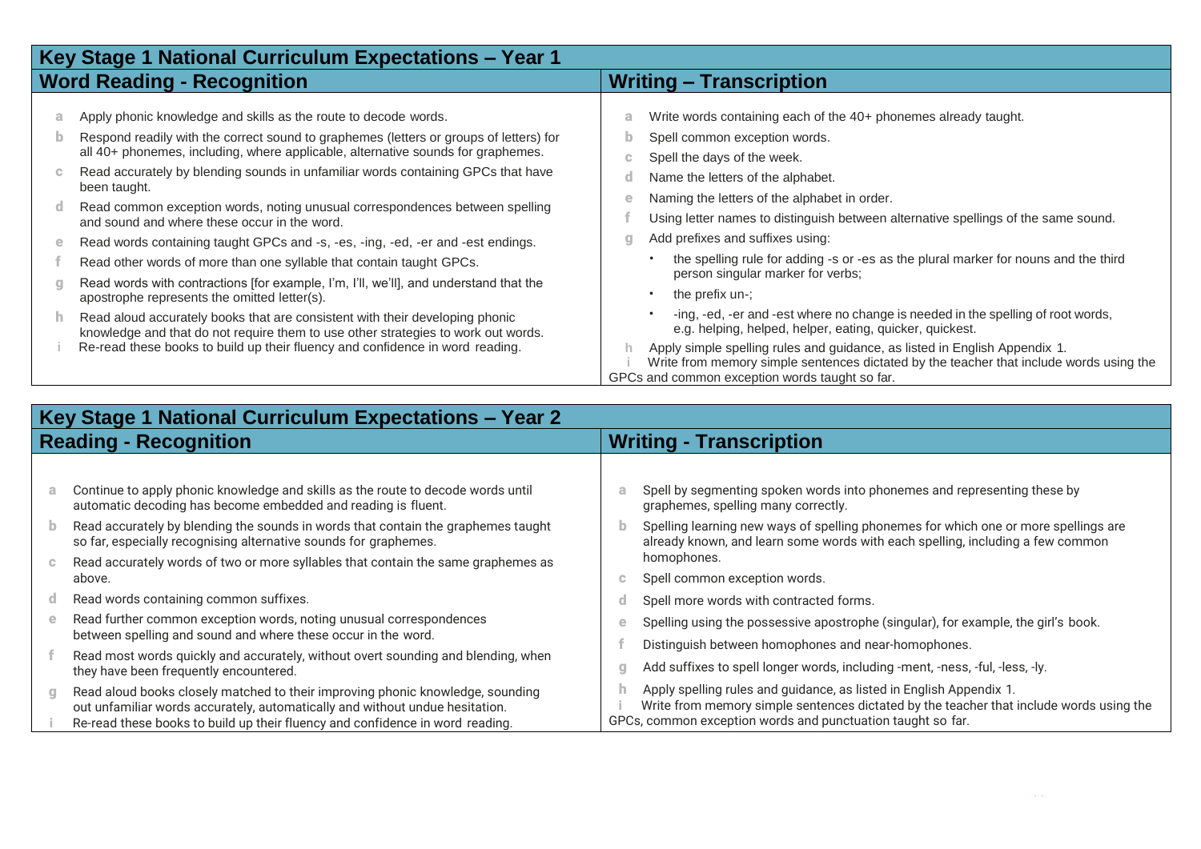## Key Stage 1 National Curriculum Expectations – Year 1

### Word Reading - Recognition

- a Apply phonic knowledge and skills as the route to decode words.
- b Respond readily with the correct sound to graphemes (letters or groups of letters) for all 40+ phonemes, including, where applicable, alternative sounds for graphemes.
- c Read accurately by blending sounds in unfamiliar words containing GPCs that have been taught.
- d Read common exception words, noting unusual correspondences between spelling and sound and where these occur in the word.
- e Read words containing taught GPCs and -s, -es, -ing, -ed, -er and -est endings.
- f Read other words of more than one syllable that contain taught GPCs.
- g Read words with contractions [for example, I'm, I'll, we'll], and understand that the apostrophe represents the omitted letter(s).
- h Read aloud accurately books that are consistent with their developing phonic knowledge and that do not require them to use other strategies to work out words.
- i Re-read these books to build up their fluency and confidence in word reading.

### Writing – Transcription

- a Write words containing each of the 40+ phonemes already taught.
- b Spell common exception words.
- c Spell the days of the week.
- d Name the letters of the alphabet.
- e Naming the letters of the alphabet in order.
- f Using letter names to distinguish between alternative spellings of the same sound.
- g Add prefixes and suffixes using:
  - the spelling rule for adding -s or -es as the plural marker for nouns and the third person singular marker for verbs;
  - the prefix un-;
  - -ing, -ed, -er and -est where no change is needed in the spelling of root words, e.g. helping, helped, helper, eating, quicker, quickest.
- h Apply simple spelling rules and guidance, as listed in English Appendix 1.
- i Write from memory simple sentences dictated by the teacher that include words using the GPCs and common exception words taught so far.

## Key Stage 1 National Curriculum Expectations – Year 2

### Reading - Recognition

- a Continue to apply phonic knowledge and skills as the route to decode words until automatic decoding has become embedded and reading is fluent.
- b Read accurately by blending the sounds in words that contain the graphemes taught so far, especially recognising alternative sounds for graphemes.
- c Read accurately words of two or more syllables that contain the same graphemes as above.
- d Read words containing common suffixes.
- e Read further common exception words, noting unusual correspondences between spelling and sound and where these occur in the word.
- f Read most words quickly and accurately, without overt sounding and blending, when they have been frequently encountered.
- g Read aloud books closely matched to their improving phonic knowledge, sounding out unfamiliar words accurately, automatically and without undue hesitation.
- i Re-read these books to build up their fluency and confidence in word reading.

### Writing - Transcription

- a Spell by segmenting spoken words into phonemes and representing these by graphemes, spelling many correctly.
- b Spelling learning new ways of spelling phonemes for which one or more spellings are already known, and learn some words with each spelling, including a few common homophones.
- c Spell common exception words.
- d Spell more words with contracted forms.
- e Spelling using the possessive apostrophe (singular), for example, the girl's book.
- f Distinguish between homophones and near-homophones.
- g Add suffixes to spell longer words, including -ment, -ness, -ful, -less, -ly.
- h Apply spelling rules and guidance, as listed in English Appendix 1.
- i Write from memory simple sentences dictated by the teacher that include words using the GPCs, common exception words and punctuation taught so far.